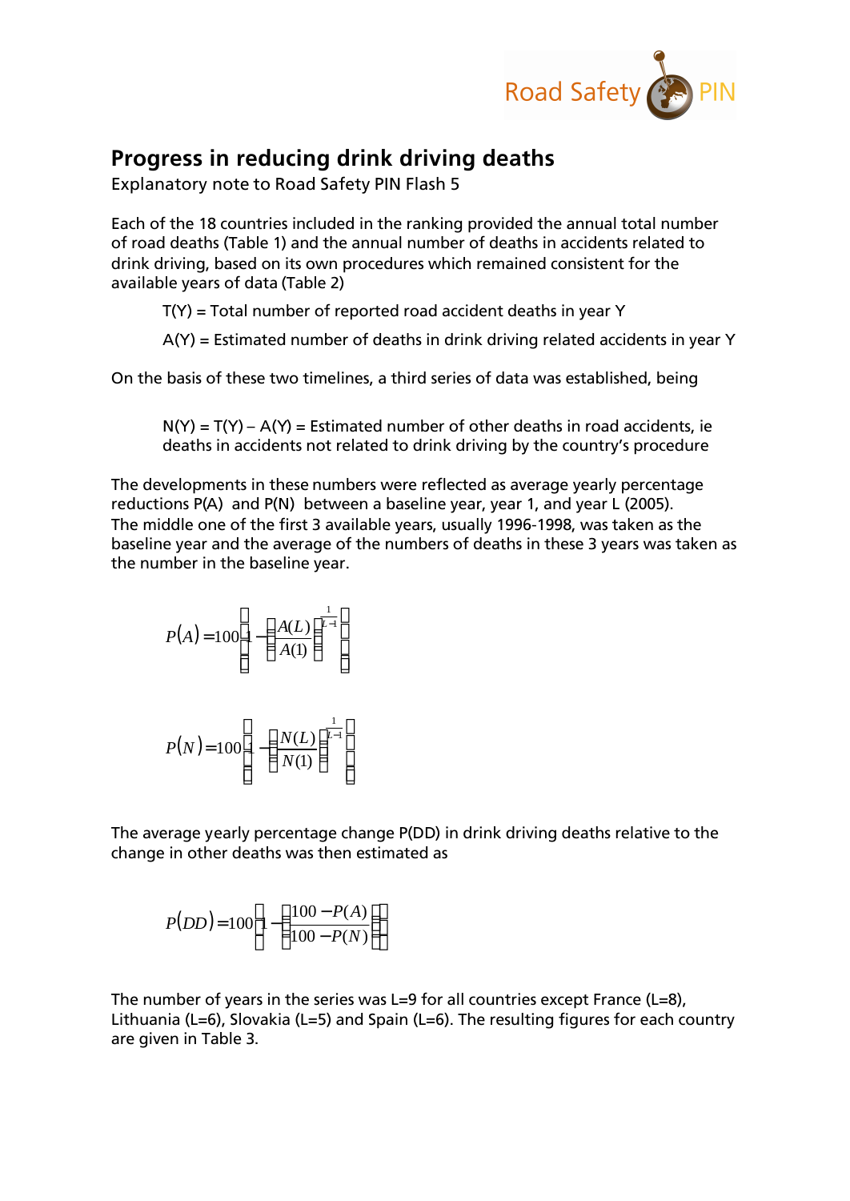# Progress in reducing drink driving deaths

Explanatory note to Road Safety PIN Flash 5

Each of the 18 countries included in the ranking provided the annual total number of road deaths (Table 1) and the annual number of deaths in accidents related to drink driving, based on its own procedures which remained consistent for the available years of data (Table 2)

> T(Y) = Total number of reported road accident deaths in year Y
>
> A(Y) = Estimated number of deaths in drink driving related accidents in year Y

On the basis of these two timelines, a third series of data was established, being

> N(Y) = T(Y) – A(Y) = Estimated number of other deaths in road accidents, ie deaths in accidents not related to drink driving by the country's procedure

The developments in these numbers were reflected as average yearly percentage reductions P(A) and P(N) between a baseline year, year 1, and year L (2005). The middle one of the first 3 available years, usually 1996-1998, was taken as the baseline year and the average of the numbers of deaths in these 3 years was taken as the number in the baseline year.

$$P(A) = 100\left[1 - \left(\frac{A(L)}{A(1)}\right)^{\frac{1}{L-1}}\right]$$

$$P(N) = 100\left[1 - \left(\frac{N(L)}{N(1)}\right)^{\frac{1}{L-1}}\right]$$

The average yearly percentage change P(DD) in drink driving deaths relative to the change in other deaths was then estimated as

$$P(DD) = 100\left[1 - \left(\frac{100 - P(A)}{100 - P(N)}\right)\right]$$

The number of years in the series was L=9 for all countries except France (L=8), Lithuania (L=6), Slovakia (L=5) and Spain (L=6). The resulting figures for each country are given in Table 3.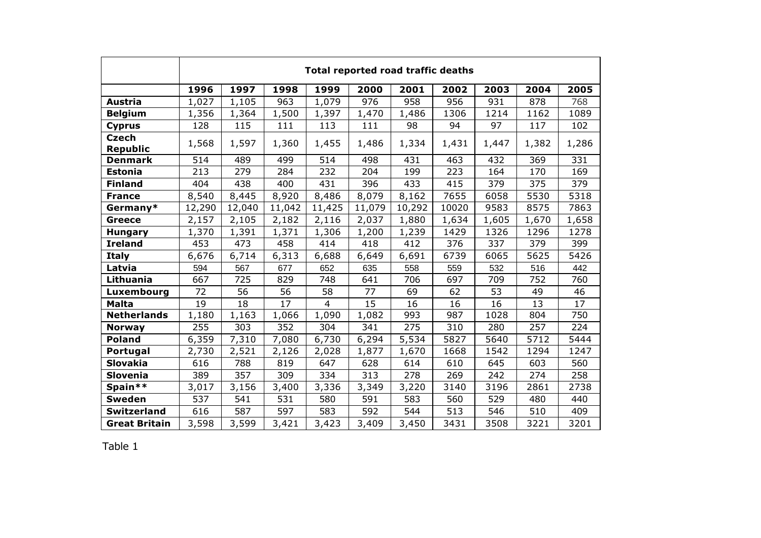| | Total reported road traffic deaths | | | | | | | | | |
|---|---|---|---|---|---|---|---|---|---|---|
| | 1996 | 1997 | 1998 | 1999 | 2000 | 2001 | 2002 | 2003 | 2004 | 2005 |
| **Austria** | 1,027 | 1,105 | 963 | 1,079 | 976 | 958 | 956 | 931 | 878 | 768 |
| **Belgium** | 1,356 | 1,364 | 1,500 | 1,397 | 1,470 | 1,486 | 1306 | 1214 | 1162 | 1089 |
| **Cyprus** | 128 | 115 | 111 | 113 | 111 | 98 | 94 | 97 | 117 | 102 |
| **Czech Republic** | 1,568 | 1,597 | 1,360 | 1,455 | 1,486 | 1,334 | 1,431 | 1,447 | 1,382 | 1,286 |
| **Denmark** | 514 | 489 | 499 | 514 | 498 | 431 | 463 | 432 | 369 | 331 |
| **Estonia** | 213 | 279 | 284 | 232 | 204 | 199 | 223 | 164 | 170 | 169 |
| **Finland** | 404 | 438 | 400 | 431 | 396 | 433 | 415 | 379 | 375 | 379 |
| **France** | 8,540 | 8,445 | 8,920 | 8,486 | 8,079 | 8,162 | 7655 | 6058 | 5530 | 5318 |
| **Germany*** | 12,290 | 12,040 | 11,042 | 11,425 | 11,079 | 10,292 | 10020 | 9583 | 8575 | 7863 |
| **Greece** | 2,157 | 2,105 | 2,182 | 2,116 | 2,037 | 1,880 | 1,634 | 1,605 | 1,670 | 1,658 |
| **Hungary** | 1,370 | 1,391 | 1,371 | 1,306 | 1,200 | 1,239 | 1429 | 1326 | 1296 | 1278 |
| **Ireland** | 453 | 473 | 458 | 414 | 418 | 412 | 376 | 337 | 379 | 399 |
| **Italy** | 6,676 | 6,714 | 6,313 | 6,688 | 6,649 | 6,691 | 6739 | 6065 | 5625 | 5426 |
| **Latvia** | 594 | 567 | 677 | 652 | 635 | 558 | 559 | 532 | 516 | 442 |
| **Lithuania** | 667 | 725 | 829 | 748 | 641 | 706 | 697 | 709 | 752 | 760 |
| **Luxembourg** | 72 | 56 | 56 | 58 | 77 | 69 | 62 | 53 | 49 | 46 |
| **Malta** | 19 | 18 | 17 | 4 | 15 | 16 | 16 | 16 | 13 | 17 |
| **Netherlands** | 1,180 | 1,163 | 1,066 | 1,090 | 1,082 | 993 | 987 | 1028 | 804 | 750 |
| **Norway** | 255 | 303 | 352 | 304 | 341 | 275 | 310 | 280 | 257 | 224 |
| **Poland** | 6,359 | 7,310 | 7,080 | 6,730 | 6,294 | 5,534 | 5827 | 5640 | 5712 | 5444 |
| **Portugal** | 2,730 | 2,521 | 2,126 | 2,028 | 1,877 | 1,670 | 1668 | 1542 | 1294 | 1247 |
| **Slovakia** | 616 | 788 | 819 | 647 | 628 | 614 | 610 | 645 | 603 | 560 |
| **Slovenia** | 389 | 357 | 309 | 334 | 313 | 278 | 269 | 242 | 274 | 258 |
| **Spain**** | 3,017 | 3,156 | 3,400 | 3,336 | 3,349 | 3,220 | 3140 | 3196 | 2861 | 2738 |
| **Sweden** | 537 | 541 | 531 | 580 | 591 | 583 | 560 | 529 | 480 | 440 |
| **Switzerland** | 616 | 587 | 597 | 583 | 592 | 544 | 513 | 546 | 510 | 409 |
| **Great Britain** | 3,598 | 3,599 | 3,421 | 3,423 | 3,409 | 3,450 | 3431 | 3508 | 3221 | 3201 |

Table 1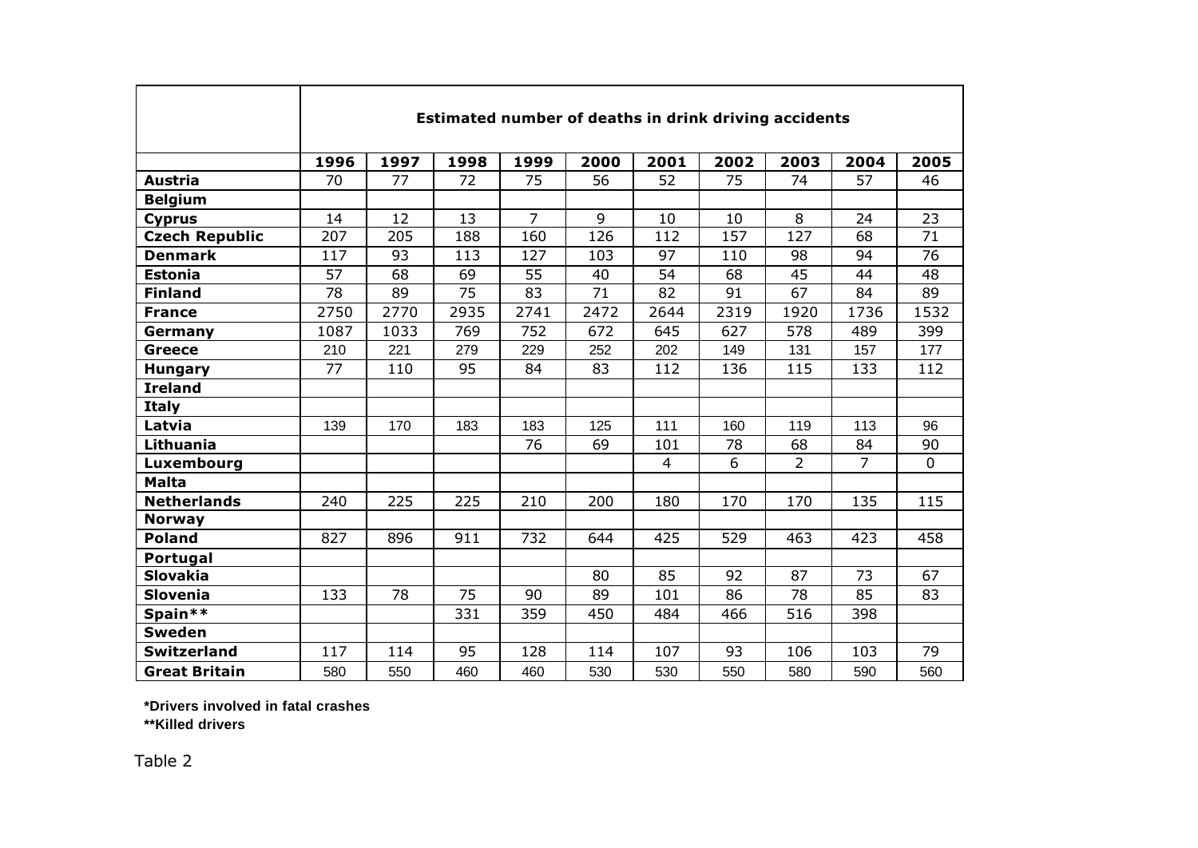| | Estimated number of deaths in drink driving accidents | | | | | | | | | |
|---|---|---|---|---|---|---|---|---|---|---|
| | 1996 | 1997 | 1998 | 1999 | 2000 | 2001 | 2002 | 2003 | 2004 | 2005 |
| **Austria** | 70 | 77 | 72 | 75 | 56 | 52 | 75 | 74 | 57 | 46 |
| **Belgium** | | | | | | | | | | |
| **Cyprus** | 14 | 12 | 13 | 7 | 9 | 10 | 10 | 8 | 24 | 23 |
| **Czech Republic** | 207 | 205 | 188 | 160 | 126 | 112 | 157 | 127 | 68 | 71 |
| **Denmark** | 117 | 93 | 113 | 127 | 103 | 97 | 110 | 98 | 94 | 76 |
| **Estonia** | 57 | 68 | 69 | 55 | 40 | 54 | 68 | 45 | 44 | 48 |
| **Finland** | 78 | 89 | 75 | 83 | 71 | 82 | 91 | 67 | 84 | 89 |
| **France** | 2750 | 2770 | 2935 | 2741 | 2472 | 2644 | 2319 | 1920 | 1736 | 1532 |
| **Germany** | 1087 | 1033 | 769 | 752 | 672 | 645 | 627 | 578 | 489 | 399 |
| **Greece** | 210 | 221 | 279 | 229 | 252 | 202 | 149 | 131 | 157 | 177 |
| **Hungary** | 77 | 110 | 95 | 84 | 83 | 112 | 136 | 115 | 133 | 112 |
| **Ireland** | | | | | | | | | | |
| **Italy** | | | | | | | | | | |
| **Latvia** | 139 | 170 | 183 | 183 | 125 | 111 | 160 | 119 | 113 | 96 |
| **Lithuania** | | | | 76 | 69 | 101 | 78 | 68 | 84 | 90 |
| **Luxembourg** | | | | | | 4 | 6 | 2 | 7 | 0 |
| **Malta** | | | | | | | | | | |
| **Netherlands** | 240 | 225 | 225 | 210 | 200 | 180 | 170 | 170 | 135 | 115 |
| **Norway** | | | | | | | | | | |
| **Poland** | 827 | 896 | 911 | 732 | 644 | 425 | 529 | 463 | 423 | 458 |
| **Portugal** | | | | | | | | | | |
| **Slovakia** | | | | | 80 | 85 | 92 | 87 | 73 | 67 |
| **Slovenia** | 133 | 78 | 75 | 90 | 89 | 101 | 86 | 78 | 85 | 83 |
| **Spain**** | | | 331 | 359 | 450 | 484 | 466 | 516 | 398 | |
| **Sweden** | | | | | | | | | | |
| **Switzerland** | 117 | 114 | 95 | 128 | 114 | 107 | 93 | 106 | 103 | 79 |
| **Great Britain** | 580 | 550 | 460 | 460 | 530 | 530 | 550 | 580 | 590 | 560 |

**\*Drivers involved in fatal crashes**

**\*\*Killed drivers**

Table 2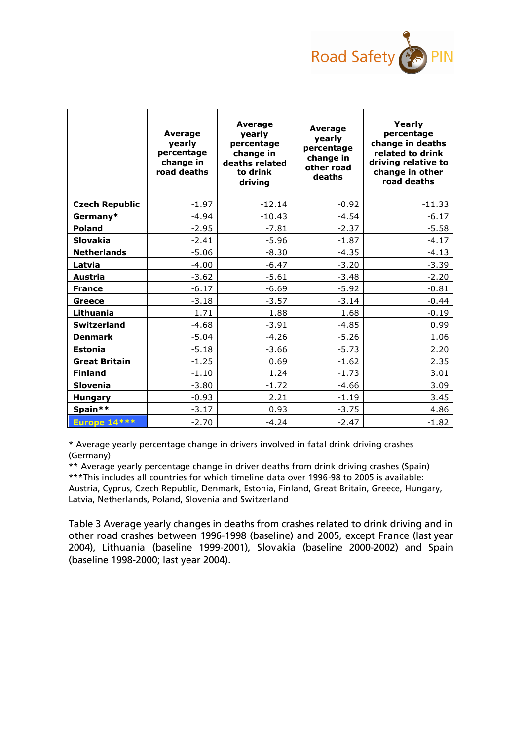| | Average yearly percentage change in road deaths | Average yearly percentage change in deaths related to drink driving | Average yearly percentage change in other road deaths | Yearly percentage change in deaths related to drink driving relative to change in other road deaths |
|---|---|---|---|---|
| **Czech Republic** | -1.97 | -12.14 | -0.92 | -11.33 |
| **Germany*** | -4.94 | -10.43 | -4.54 | -6.17 |
| **Poland** | -2.95 | -7.81 | -2.37 | -5.58 |
| **Slovakia** | -2.41 | -5.96 | -1.87 | -4.17 |
| **Netherlands** | -5.06 | -8.30 | -4.35 | -4.13 |
| **Latvia** | -4.00 | -6.47 | -3.20 | -3.39 |
| **Austria** | -3.62 | -5.61 | -3.48 | -2.20 |
| **France** | -6.17 | -6.69 | -5.92 | -0.81 |
| **Greece** | -3.18 | -3.57 | -3.14 | -0.44 |
| **Lithuania** | 1.71 | 1.88 | 1.68 | -0.19 |
| **Switzerland** | -4.68 | -3.91 | -4.85 | 0.99 |
| **Denmark** | -5.04 | -4.26 | -5.26 | 1.06 |
| **Estonia** | -5.18 | -3.66 | -5.73 | 2.20 |
| **Great Britain** | -1.25 | 0.69 | -1.62 | 2.35 |
| **Finland** | -1.10 | 1.24 | -1.73 | 3.01 |
| **Slovenia** | -3.80 | -1.72 | -4.66 | 3.09 |
| **Hungary** | -0.93 | 2.21 | -1.19 | 3.45 |
| **Spain**** | -3.17 | 0.93 | -3.75 | 4.86 |
| **Europe 14***** | -2.70 | -4.24 | -2.47 | -1.82 |

\* Average yearly percentage change in drivers involved in fatal drink driving crashes (Germany)
\*\* Average yearly percentage change in driver deaths from drink driving crashes (Spain)
\*\*\*This includes all countries for which timeline data over 1996-98 to 2005 is available: Austria, Cyprus, Czech Republic, Denmark, Estonia, Finland, Great Britain, Greece, Hungary, Latvia, Netherlands, Poland, Slovenia and Switzerland

Table 3 Average yearly changes in deaths from crashes related to drink driving and in other road crashes between 1996-1998 (baseline) and 2005, except France (last year 2004), Lithuania (baseline 1999-2001), Slovakia (baseline 2000-2002) and Spain (baseline 1998-2000; last year 2004).